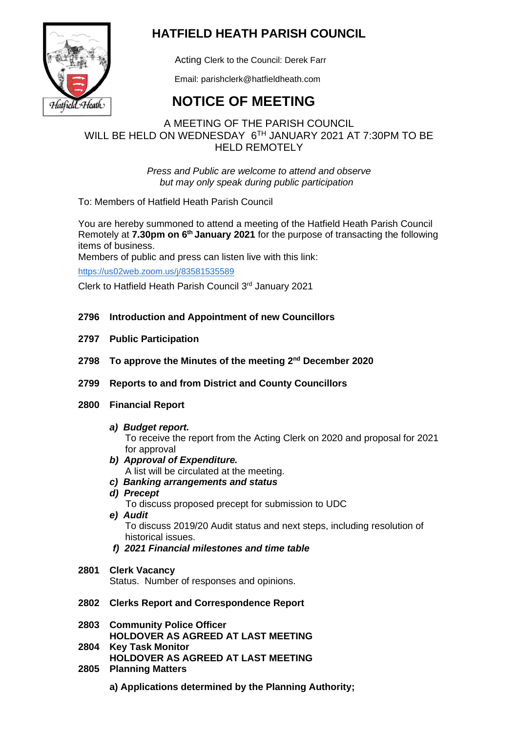# HATFIELD HEATH PARISH COUNCIL

Acting Clerk to the Council: Derek Farr

Email: parishclerk@hatfieldheath.com

# NOTICE OF MEETING

A MEETING OF THE PARISH COUNCIL WILL BE HELD ON WEDNESDAY 6TH JANUARY 2021 AT 7:30PM TO BE HELD REMOTELY

*Press and Public are welcome to attend and observe but may only speak during public participation*

To: Members of Hatfield Heath Parish Council

You are hereby summoned to attend a meeting of the Hatfield Heath Parish Council Remotely at **7.30pm on 6th January 2021** for the purpose of transacting the following items of business.

Members of public and press can listen live with this link:

https://us02web.zoom.us/j/83581535589

Clerk to Hatfield Heath Parish Council 3rd January 2021

**2796 Introduction and Appointment of new Councillors**

**2797 Public Participation**

**2798 To approve the Minutes of the meeting 2nd December 2020**

**2799 Reports to and from District and County Councillors**

**2800 Financial Report**

- ***a) Budget report.***
  To receive the report from the Acting Clerk on 2020 and proposal for 2021 for approval
- ***b) Approval of Expenditure.***
  A list will be circulated at the meeting.
- ***c) Banking arrangements and status***
- ***d) Precept***
  To discuss proposed precept for submission to UDC
- ***e) Audit***
  To discuss 2019/20 Audit status and next steps, including resolution of historical issues.
- ***f) 2021 Financial milestones and time table***

**2801 Clerk Vacancy**
Status. Number of responses and opinions.

**2802 Clerks Report and Correspondence Report**

**2803 Community Police Officer**
**HOLDOVER AS AGREED AT LAST MEETING**

**2804 Key Task Monitor**
**HOLDOVER AS AGREED AT LAST MEETING**

**2805 Planning Matters**

**a) Applications determined by the Planning Authority;**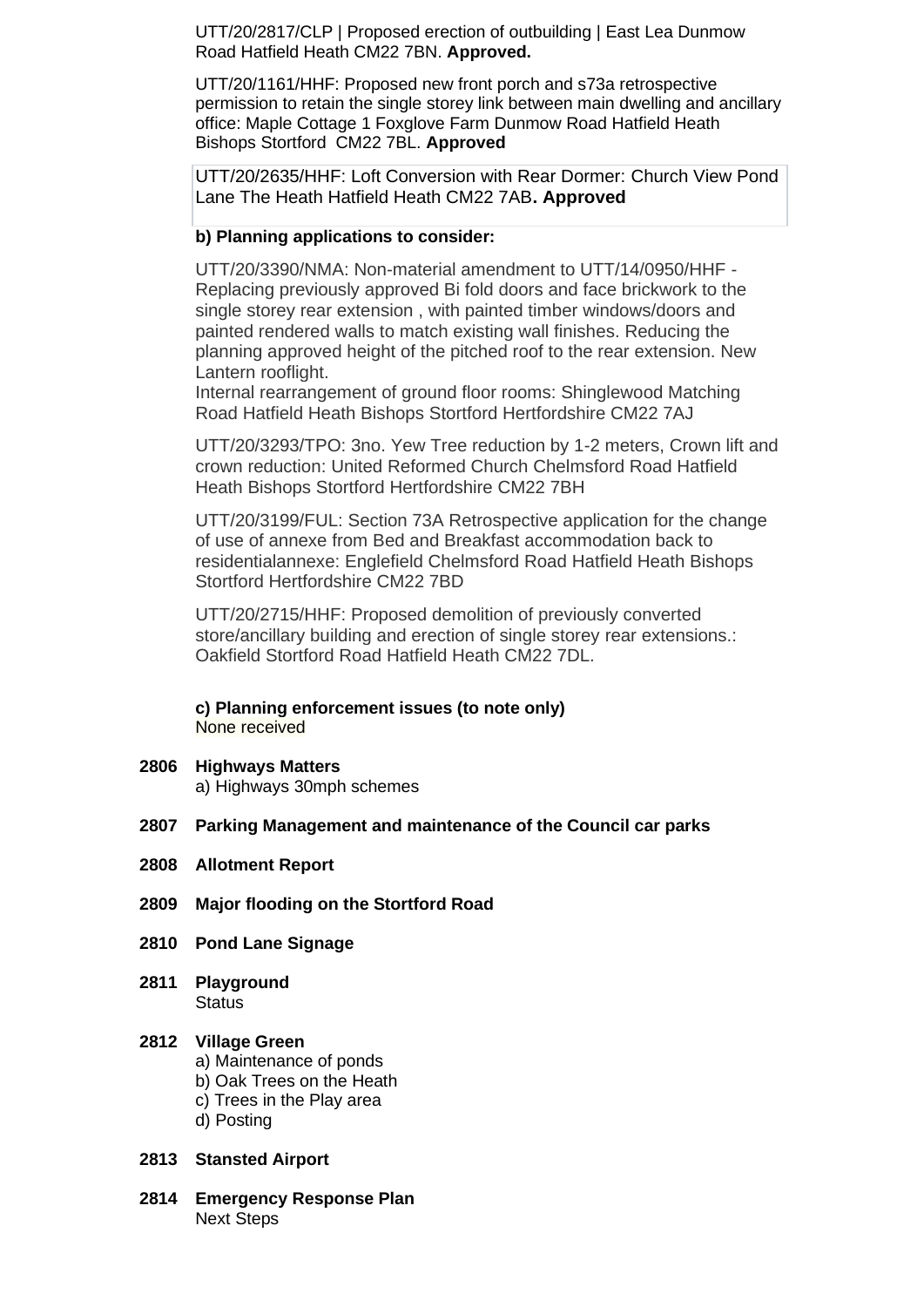UTT/20/2817/CLP | Proposed erection of outbuilding | East Lea Dunmow Road Hatfield Heath CM22 7BN. **Approved.**

UTT/20/1161/HHF: Proposed new front porch and s73a retrospective permission to retain the single storey link between main dwelling and ancillary office: Maple Cottage 1 Foxglove Farm Dunmow Road Hatfield Heath Bishops Stortford CM22 7BL. **Approved**

UTT/20/2635/HHF: Loft Conversion with Rear Dormer: Church View Pond Lane The Heath Hatfield Heath CM22 7AB**. Approved**

**b) Planning applications to consider:**

UTT/20/3390/NMA: Non-material amendment to UTT/14/0950/HHF - Replacing previously approved Bi fold doors and face brickwork to the single storey rear extension , with painted timber windows/doors and painted rendered walls to match existing wall finishes. Reducing the planning approved height of the pitched roof to the rear extension. New Lantern rooflight.
Internal rearrangement of ground floor rooms: Shinglewood Matching Road Hatfield Heath Bishops Stortford Hertfordshire CM22 7AJ

UTT/20/3293/TPO: 3no. Yew Tree reduction by 1-2 meters, Crown lift and crown reduction: United Reformed Church Chelmsford Road Hatfield Heath Bishops Stortford Hertfordshire CM22 7BH

UTT/20/3199/FUL: Section 73A Retrospective application for the change of use of annexe from Bed and Breakfast accommodation back to residentialannexe: Englefield Chelmsford Road Hatfield Heath Bishops Stortford Hertfordshire CM22 7BD

UTT/20/2715/HHF: Proposed demolition of previously converted store/ancillary building and erection of single storey rear extensions.: Oakfield Stortford Road Hatfield Heath CM22 7DL.

**c) Planning enforcement issues (to note only)**
None received

**2806 Highways Matters**
a) Highways 30mph schemes

**2807 Parking Management and maintenance of the Council car parks**

**2808 Allotment Report**

**2809 Major flooding on the Stortford Road**

**2810 Pond Lane Signage**

**2811 Playground**
Status

**2812 Village Green**
a) Maintenance of ponds
b) Oak Trees on the Heath
c) Trees in the Play area
d) Posting

**2813 Stansted Airport**

**2814 Emergency Response Plan**
Next Steps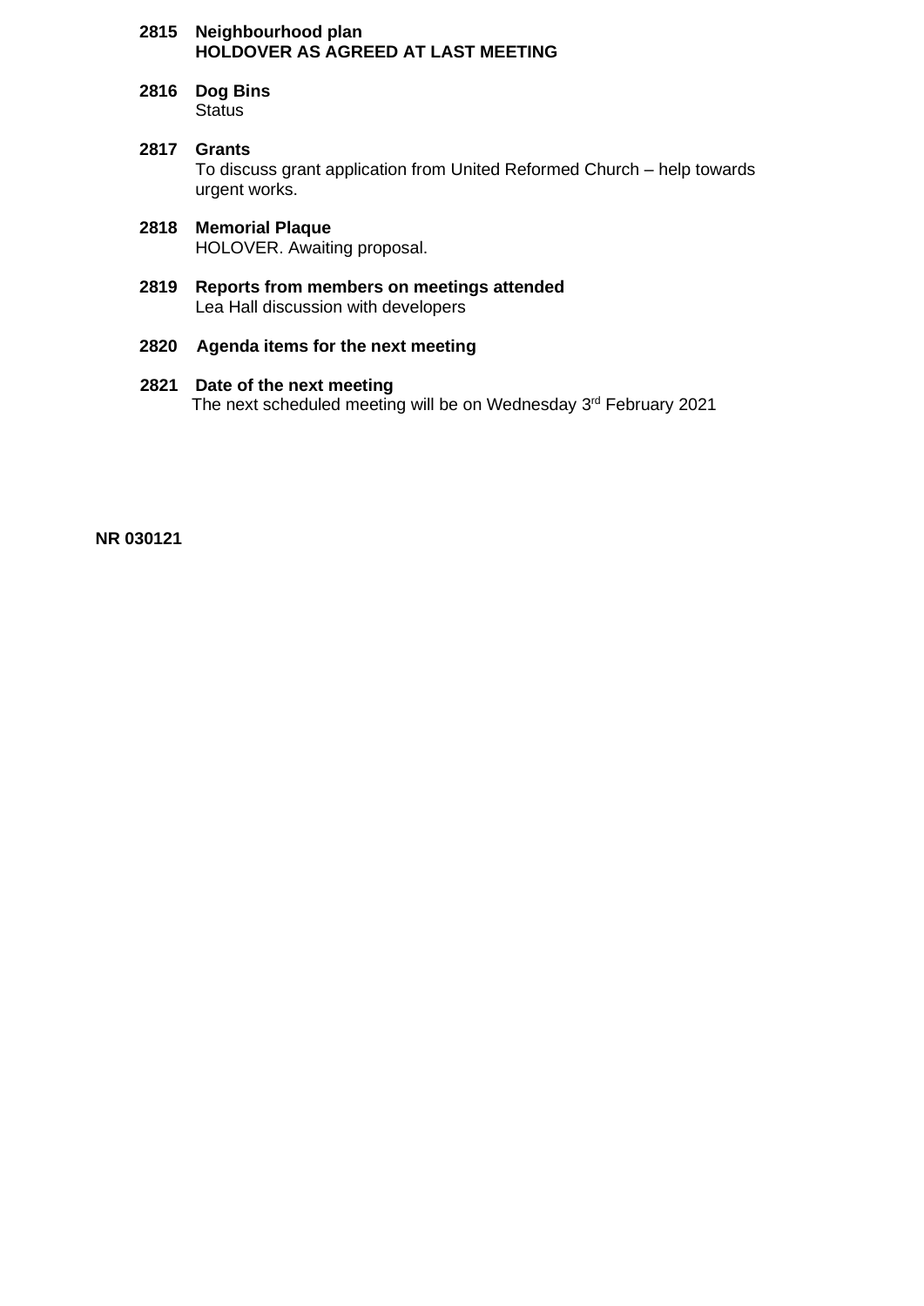**2815 Neighbourhood plan**
**HOLDOVER AS AGREED AT LAST MEETING**

**2816 Dog Bins**
Status

**2817 Grants**
To discuss grant application from United Reformed Church – help towards urgent works.

**2818 Memorial Plaque**
HOLOVER. Awaiting proposal.

**2819 Reports from members on meetings attended**
Lea Hall discussion with developers

**2820 Agenda items for the next meeting**

**2821 Date of the next meeting**
The next scheduled meeting will be on Wednesday 3rd February 2021

**NR 030121**